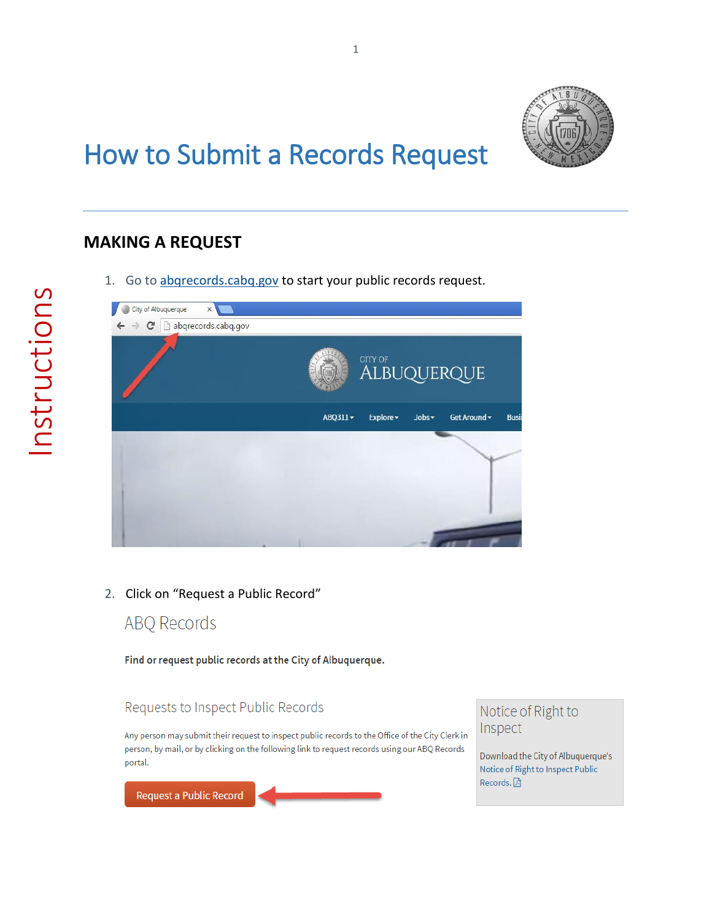# How to Submit a Records Request

## MAKING A REQUEST

1. Go to abqrecords.cabq.gov to start your public records request.

2. Click on "Request a Public Record"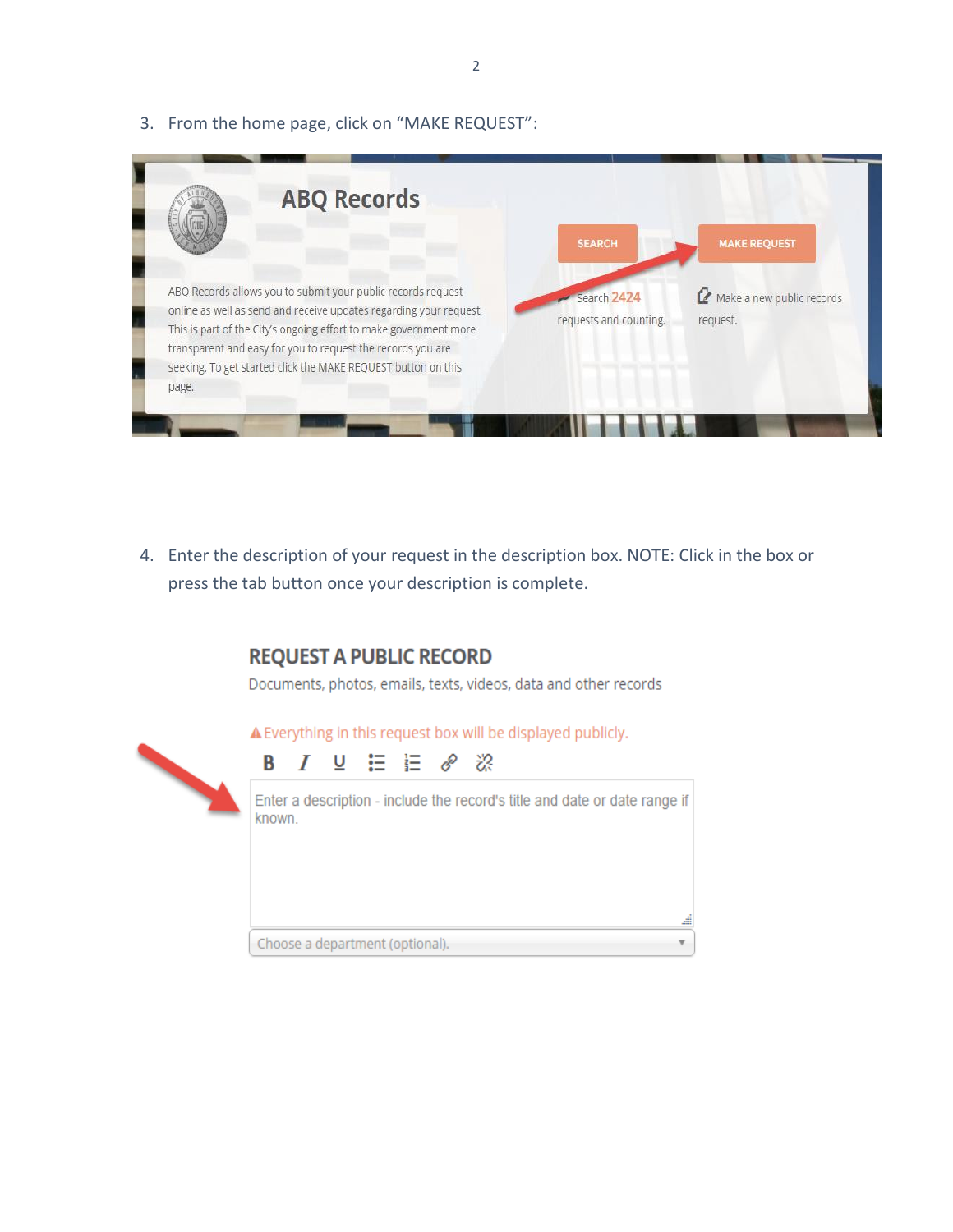3. From the home page, click on "MAKE REQUEST":

4. Enter the description of your request in the description box. NOTE: Click in the box or press the tab button once your description is complete.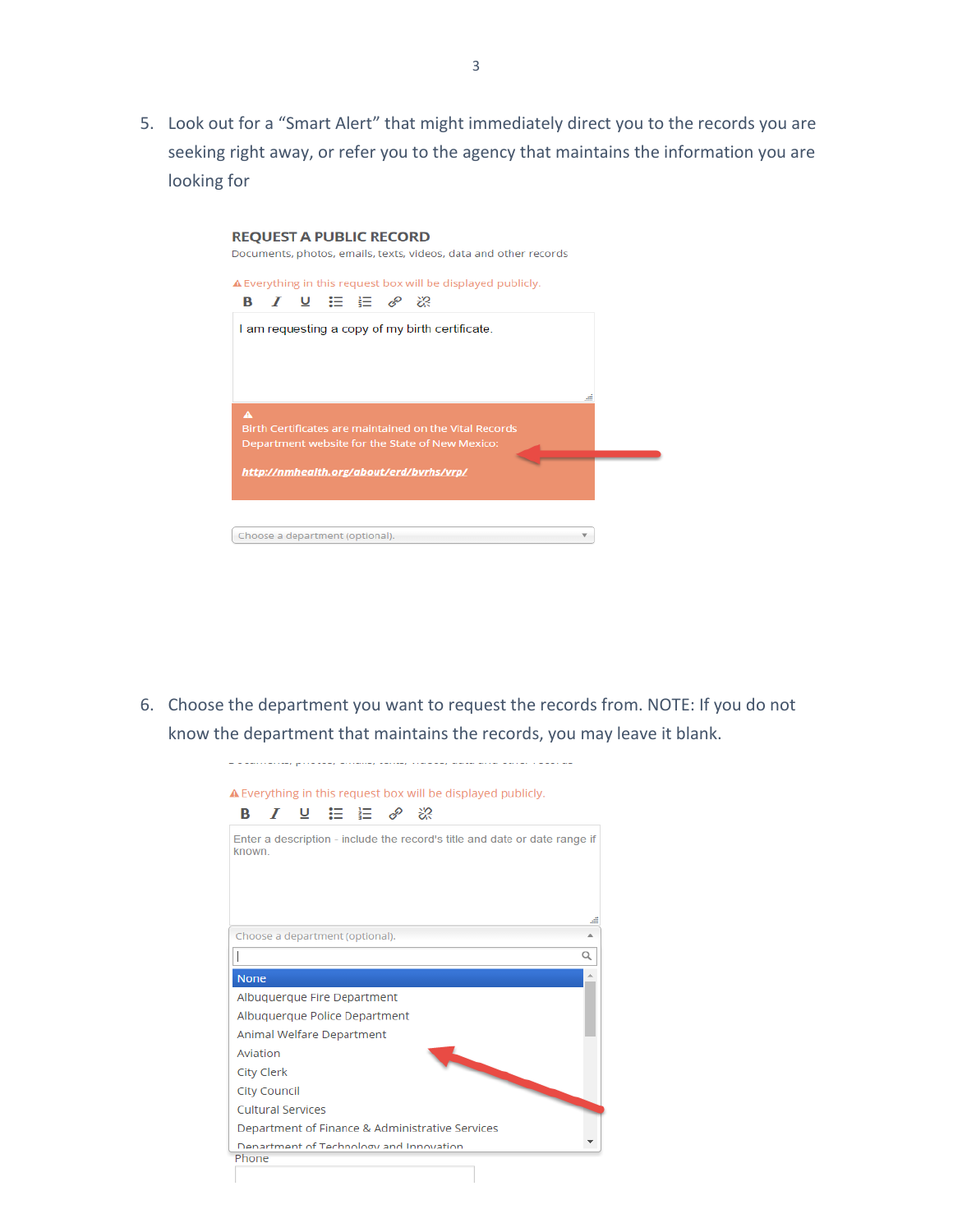5. Look out for a "Smart Alert" that might immediately direct you to the records you are seeking right away, or refer you to the agency that maintains the information you are looking for

REQUEST A PUBLIC RECORD

Documents, photos, emails, texts, videos, data and other records

⚠ Everything in this request box will be displayed publicly.

I am requesting a copy of my birth certificate.

⚠

Birth Certificates are maintained on the Vital Records Department website for the State of New Mexico:

http://nmhealth.org/about/erd/bvrhs/vrp/

Choose a department (optional).

6. Choose the department you want to request the records from. NOTE: If you do not know the department that maintains the records, you may leave it blank.

⚠ Everything in this request box will be displayed publicly.

Enter a description - include the record's title and date or date range if known.

Choose a department (optional).

None
Albuquerque Fire Department
Albuquerque Police Department
Animal Welfare Department
Aviation
City Clerk
City Council
Cultural Services
Department of Finance & Administrative Services
Department of Technology and Innovation

Phone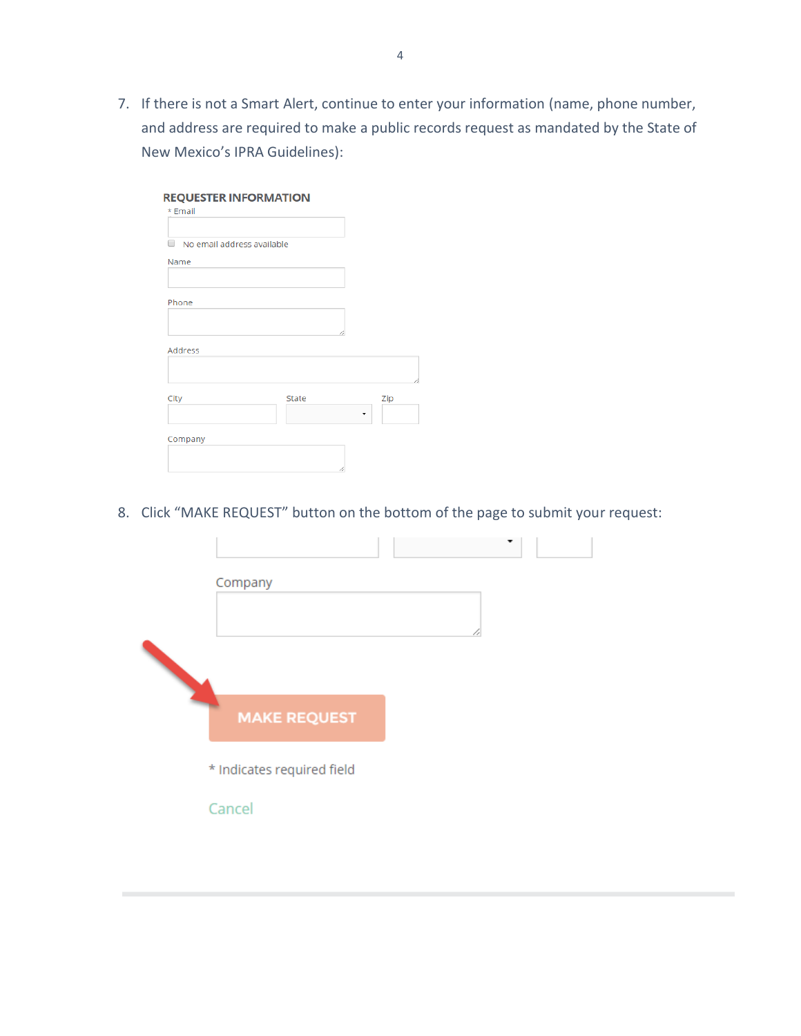7. If there is not a Smart Alert, continue to enter your information (name, phone number, and address are required to make a public records request as mandated by the State of New Mexico's IPRA Guidelines):

REQUESTER INFORMATION

* Email

No email address available

Name

Phone

Address

City

State

Zip

Company

8. Click "MAKE REQUEST" button on the bottom of the page to submit your request:

Company

MAKE REQUEST

* Indicates required field

Cancel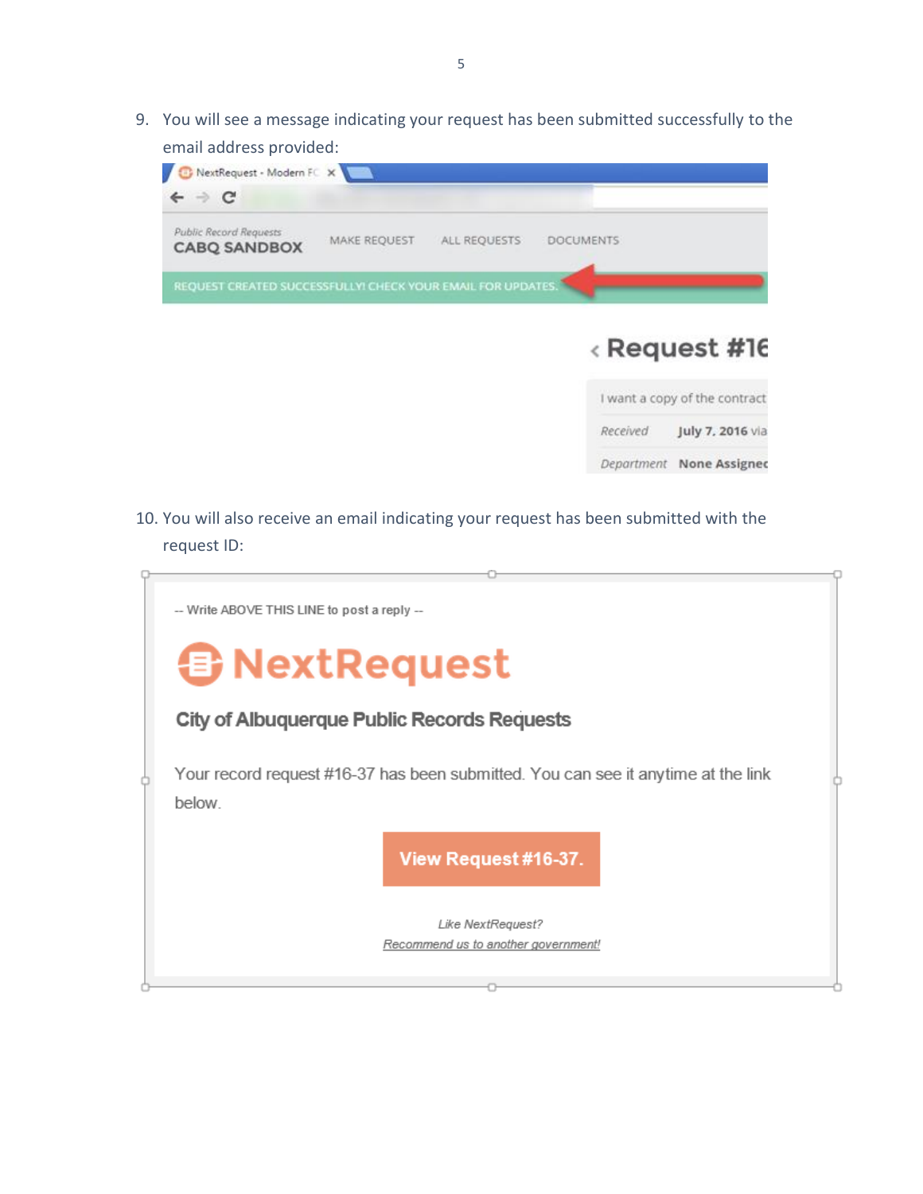9. You will see a message indicating your request has been submitted successfully to the email address provided:

10. You will also receive an email indicating your request has been submitted with the request ID: